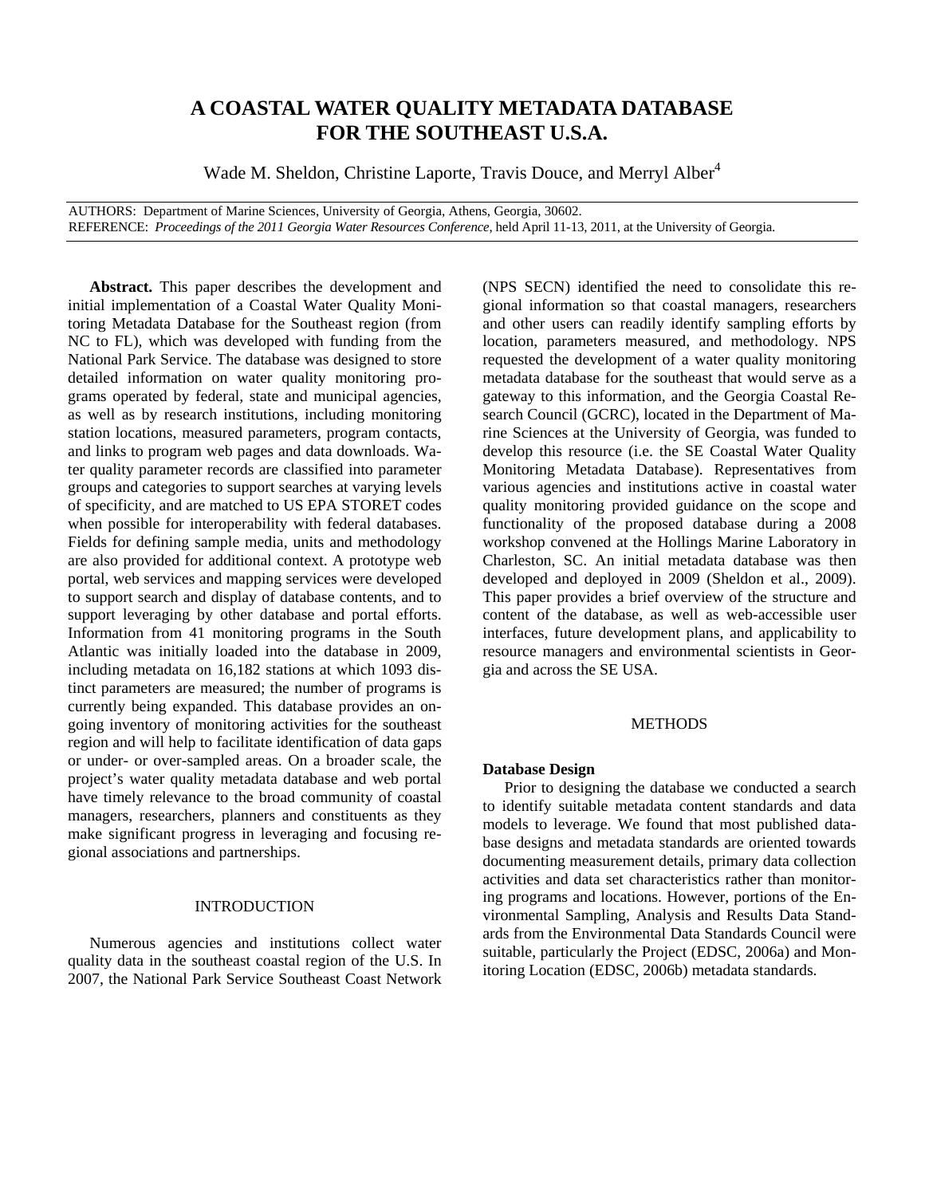# A COASTAL WATER QUALITY METADATA DATABASE FOR THE SOUTHEAST U.S.A.

Wade M. Sheldon, Christine Laporte, Travis Douce, and Merryl Alber[4]

AUTHORS: Department of Marine Sciences, University of Georgia, Athens, Georgia, 30602.
REFERENCE: *Proceedings of the 2011 Georgia Water Resources Conference*, held April 11-13, 2011, at the University of Georgia.

**Abstract.** This paper describes the development and initial implementation of a Coastal Water Quality Monitoring Metadata Database for the Southeast region (from NC to FL), which was developed with funding from the National Park Service. The database was designed to store detailed information on water quality monitoring programs operated by federal, state and municipal agencies, as well as by research institutions, including monitoring station locations, measured parameters, program contacts, and links to program web pages and data downloads. Water quality parameter records are classified into parameter groups and categories to support searches at varying levels of specificity, and are matched to US EPA STORET codes when possible for interoperability with federal databases. Fields for defining sample media, units and methodology are also provided for additional context. A prototype web portal, web services and mapping services were developed to support search and display of database contents, and to support leveraging by other database and portal efforts. Information from 41 monitoring programs in the South Atlantic was initially loaded into the database in 2009, including metadata on 16,182 stations at which 1093 distinct parameters are measured; the number of programs is currently being expanded. This database provides an ongoing inventory of monitoring activities for the southeast region and will help to facilitate identification of data gaps or under- or over-sampled areas. On a broader scale, the project's water quality metadata database and web portal have timely relevance to the broad community of coastal managers, researchers, planners and constituents as they make significant progress in leveraging and focusing regional associations and partnerships.

## INTRODUCTION

Numerous agencies and institutions collect water quality data in the southeast coastal region of the U.S. In 2007, the National Park Service Southeast Coast Network (NPS SECN) identified the need to consolidate this regional information so that coastal managers, researchers and other users can readily identify sampling efforts by location, parameters measured, and methodology. NPS requested the development of a water quality monitoring metadata database for the southeast that would serve as a gateway to this information, and the Georgia Coastal Research Council (GCRC), located in the Department of Marine Sciences at the University of Georgia, was funded to develop this resource (i.e. the SE Coastal Water Quality Monitoring Metadata Database). Representatives from various agencies and institutions active in coastal water quality monitoring provided guidance on the scope and functionality of the proposed database during a 2008 workshop convened at the Hollings Marine Laboratory in Charleston, SC. An initial metadata database was then developed and deployed in 2009 (Sheldon et al., 2009). This paper provides a brief overview of the structure and content of the database, as well as web-accessible user interfaces, future development plans, and applicability to resource managers and environmental scientists in Georgia and across the SE USA.

## METHODS

### Database Design

Prior to designing the database we conducted a search to identify suitable metadata content standards and data models to leverage. We found that most published database designs and metadata standards are oriented towards documenting measurement details, primary data collection activities and data set characteristics rather than monitoring programs and locations. However, portions of the Environmental Sampling, Analysis and Results Data Standards from the Environmental Data Standards Council were suitable, particularly the Project (EDSC, 2006a) and Monitoring Location (EDSC, 2006b) metadata standards.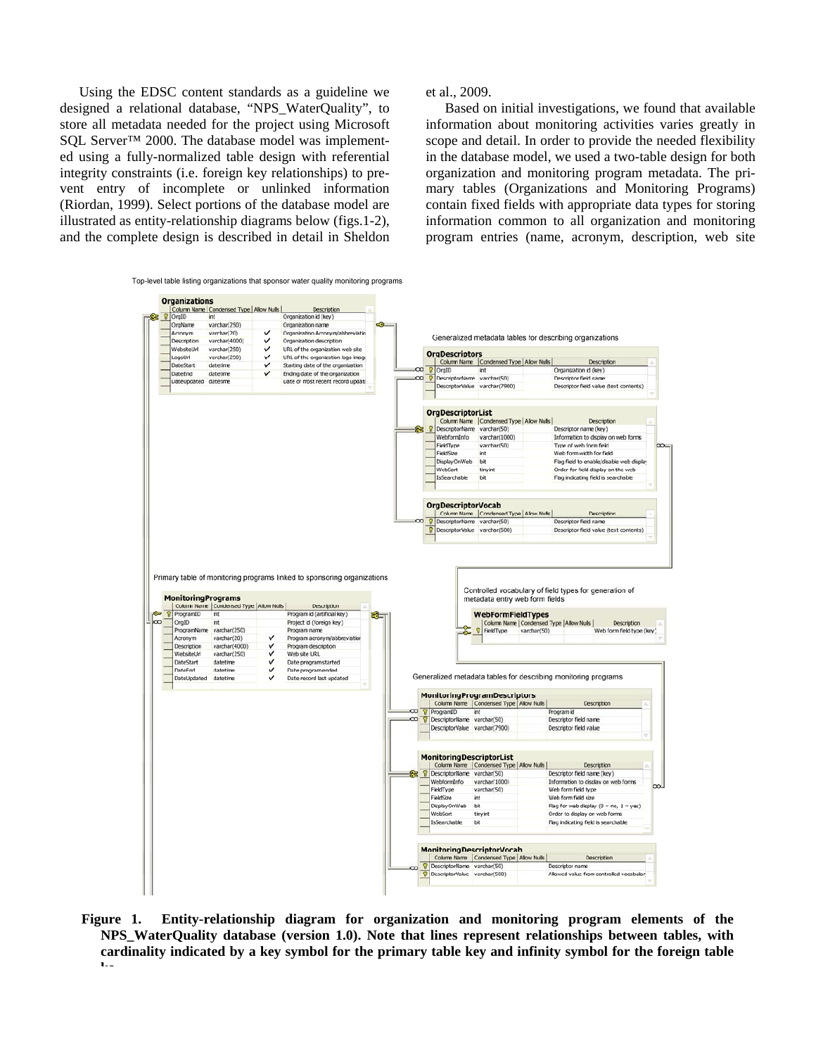Using the EDSC content standards as a guideline we designed a relational database, "NPS_WaterQuality", to store all metadata needed for the project using Microsoft SQL Server™ 2000. The database model was implemented using a fully-normalized table design with referential integrity constraints (i.e. foreign key relationships) to prevent entry of incomplete or unlinked information (Riordan, 1999). Select portions of the database model are illustrated as entity-relationship diagrams below (figs.1-2), and the complete design is described in detail in Sheldon et al., 2009.

Based on initial investigations, we found that available information about monitoring activities varies greatly in scope and detail. In order to provide the needed flexibility in the database model, we used a two-table design for both organization and monitoring program metadata. The primary tables (Organizations and Monitoring Programs) contain fixed fields with appropriate data types for storing information common to all organization and monitoring program entries (name, acronym, description, web site

Top-level table listing organizations that sponsor water quality monitoring programs

**Organizations**

| Column Name | Condensed Type | Allow Nulls | Description |
|---|---|---|---|
| OrgID | int | | Organization id (key) |
| OrgName | varchar(250) | | Organization name |
| Acronym | varchar(20) | ✓ | Organization Acronym/abbreviation |
| Description | varchar(4000) | ✓ | Organization description |
| WebsiteUrl | varchar(250) | ✓ | URL of the organization web site |
| LogoUrl | varchar(250) | ✓ | URL of the organization logo image |
| DateStart | datetime | ✓ | Starting date of the organization |
| DateEnd | datetime | ✓ | Ending date of the organization |
| DateUpdated | datetime | | Date of most recent record update |

Generalized metadata tables for describing organizations

**OrgDescriptors**

| Column Name | Condensed Type | Allow Nulls | Description |
|---|---|---|---|
| OrgID | int | | Organization id (key) |
| DescriptorName | varchar(50) | | Descriptor field name |
| DescriptorValue | varchar(7900) | | Descriptor field value (text contents) |

**OrgDescriptorList**

| Column Name | Condensed Type | Allow Nulls | Description |
|---|---|---|---|
| DescriptorName | varchar(50) | | Descriptor name (key) |
| WebformInfo | varchar(1000) | | Information to display on web forms |
| FieldType | varchar(50) | | Type of web form field |
| FieldSize | int | | Web form width for field |
| DisplayOnWeb | bit | | Flag field to enable/disable web display |
| WebSort | tinyint | | Order for field display on the web |
| IsSearchable | bit | | Flag indicating field is searchable |

**OrgDescriptorVocab**

| Column Name | Condensed Type | Allow Nulls | Description |
|---|---|---|---|
| DescriptorName | varchar(50) | | Descriptor field name |
| DescriptorValue | varchar(500) | | Descriptor field value (text contents) |

Primary table of monitoring programs linked to sponsoring organizations

**MonitoringPrograms**

| Column Name | Condensed Type | Allow Nulls | Description |
|---|---|---|---|
| ProgramID | int | | Program id (artificial key) |
| OrgID | int | | Project id (foreign key) |
| ProgramName | varchar(250) | | Program name |
| Acronym | varchar(20) | ✓ | Program acronym/abbreviation |
| Description | varchar(4000) | ✓ | Program description |
| WebsiteUrl | varchar(250) | ✓ | Web site URL |
| DateStart | datetime | ✓ | Date program started |
| DateEnd | datetime | ✓ | Date program ended |
| DateUpdated | datetime | ✓ | Date record last updated |

Controlled vocabulary of field types for generation of metadata entry web form fields

**WebFormFieldTypes**

| Column Name | Condensed Type | Allow Nulls | Description |
|---|---|---|---|
| FieldType | varchar(50) | | Web form field type (key) |

Generalized metadata tables for describing monitoring programs

**MonitoringProgramDescriptors**

| Column Name | Condensed Type | Allow Nulls | Description |
|---|---|---|---|
| ProgramID | int | | Program id |
| DescriptorName | varchar(50) | | Descriptor field name |
| DescriptorValue | varchar(7900) | | Descriptor field value |

**MonitoringDescriptorList**

| Column Name | Condensed Type | Allow Nulls | Description |
|---|---|---|---|
| DescriptorName | varchar(50) | | Descriptor field name (key) |
| WebformInfo | varchar(1000) | | Information to display on web forms |
| FieldType | varchar(50) | | Web form field type |
| FieldSize | int | | Web form field size |
| DisplayOnWeb | bit | | Flag for web display (0 = no, 1 = yes) |
| WebSort | tinyint | | Order to display on web forms |
| IsSearchable | bit | | Flag indicating field is searchable |

**MonitoringDescriptorVocab**

| Column Name | Condensed Type | Allow Nulls | Description |
|---|---|---|---|
| DescriptorName | varchar(50) | | Descriptor name |
| DescriptorValue | varchar(500) | | Allowed value from controlled vocabulary |

**Figure 1. Entity-relationship diagram for organization and monitoring program elements of the NPS_WaterQuality database (version 1.0). Note that lines represent relationships between tables, with cardinality indicated by a key symbol for the primary table key and infinity symbol for the foreign table ke**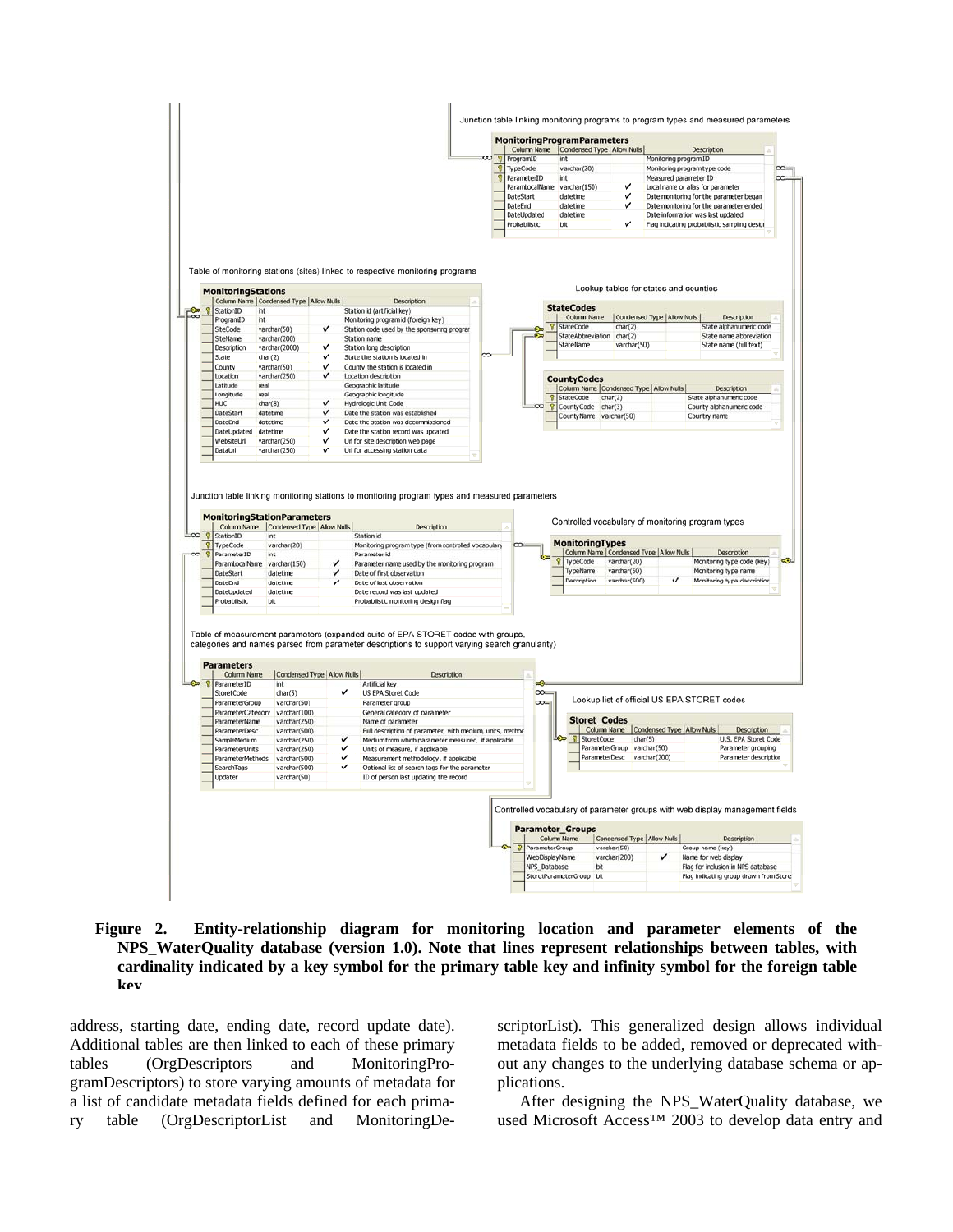Junction table linking monitoring programs to program types and measured parameters

**MonitoringProgramParameters**

| Column Name | Condensed Type | Allow Nulls | Description |
|---|---|---|---|
| ProgramID | int | | Monitoring program ID |
| TypeCode | varchar(20) | | Monitoring program type code |
| ParameterID | int | | Measured parameter ID |
| ParamLocalName | varchar(150) | ✓ | Local name or alias for parameter |
| DateStart | datetime | ✓ | Date monitoring for the parameter began |
| DateEnd | datetime | ✓ | Date monitoring for the parameter ended |
| DateUpdated | datetime | | Date information was last updated |
| Probabilistic | bit | ✓ | Flag indicating probabilistic sampling design |

Table of monitoring stations (sites) linked to respective monitoring programs

**MonitoringStations**

| Column Name | Condensed Type | Allow Nulls | Description |
|---|---|---|---|
| StationID | int | | Station id (artificial key) |
| ProgramID | int | | Monitoring program id (foreign key) |
| SiteCode | varchar(50) | ✓ | Station code used by the sponsoring program |
| SiteName | varchar(200) | | Station name |
| Description | varchar(2000) | ✓ | Station long description |
| State | char(2) | ✓ | State the station is located in |
| County | varchar(50) | ✓ | County the station is located in |
| Location | varchar(250) | ✓ | Location description |
| Latitude | real | | Geographic latitude |
| Longitude | real | | Geographic longitude |
| HUC | char(8) | ✓ | Hydrologic Unit Code |
| DateStart | datetime | ✓ | Date the station was established |
| DateEnd | datetime | ✓ | Date the station was decommissioned |
| DateUpdated | datetime | ✓ | Date the station record was updated |
| WebsiteUrl | varchar(250) | ✓ | Url for site description web page |
| DataUrl | varchar(250) | ✓ | Url for accessing station data |

Lookup tables for states and counties

**StateCodes**

| Column Name | Condensed Type | Allow Nulls | Description |
|---|---|---|---|
| StateCode | char(2) | | State alphanumeric code |
| StateAbbreviation | char(2) | | State name abbreviation |
| StateName | varchar(50) | | State name (full text) |

**CountyCodes**

| Column Name | Condensed Type | Allow Nulls | Description |
|---|---|---|---|
| StateCode | char(2) | | State alphanumeric code |
| CountyCode | char(3) | | County alphanumeric code |
| CountyName | varchar(50) | | Country name |

Junction table linking monitoring stations to monitoring program types and measured parameters

**MonitoringStationParameters**

| Column Name | Condensed Type | Allow Nulls | Description |
|---|---|---|---|
| StationID | int | | Station id |
| TypeCode | varchar(20) | | Monitoring program type (from controlled vocabulary) |
| ParameterID | int | | Parameter id |
| ParamLocalName | varchar(150) | ✓ | Parameter name used by the monitoring program |
| DateStart | datetime | ✓ | Date of first observation |
| DateEnd | datetime | ✓ | Date of last observation |
| DateUpdated | datetime | | Date record was last updated |
| Probabilistic | bit | | Probabilistic monitoring design flag |

Controlled vocabulary of monitoring program types

**MonitoringTypes**

| Column Name | Condensed Type | Allow Nulls | Description |
|---|---|---|---|
| TypeCode | varchar(20) | | Monitoring type code (key) |
| TypeName | varchar(50) | | Monitoring type name |
| Description | varchar(500) | ✓ | Monitoring type description |

Table of measurement parameters (expanded suite of EPA STORET codes with groups, categories and names parsed from parameter descriptions to support varying search granularity)

**Parameters**

| Column Name | Condensed Type | Allow Nulls | Description |
|---|---|---|---|
| ParameterID | int | | Artificial key |
| StoretCode | char(5) | ✓ | US EPA Storet Code |
| ParameterGroup | varchar(50) | | Parameter group |
| ParameterCategory | varchar(100) | | General category of parameter |
| ParameterName | varchar(250) | | Name of parameter |
| ParameterDesc | varchar(500) | | Full description of parameter, with medium, units, method |
| SampleMedium | varchar(250) | ✓ | Medium from which parameter measured, if applicable |
| ParameterUnits | varchar(250) | ✓ | Units of measure, if applicable |
| ParameterMethods | varchar(500) | ✓ | Measurement methodology, if applicable |
| SearchTags | varchar(500) | ✓ | Optional list of search tags for the parameter |
| Updater | varchar(50) | | ID of person last updating the record |

Lookup list of official US EPA STORET codes

**Storet_Codes**

| Column Name | Condensed Type | Allow Nulls | Description |
|---|---|---|---|
| StoretCode | char(5) | | U.S. EPA Storet Code |
| ParameterGroup | varchar(50) | | Parameter grouping |
| ParameterDesc | varchar(200) | | Parameter description |

Controlled vocabulary of parameter groups with web display management fields

**Parameter_Groups**

| Column Name | Condensed Type | Allow Nulls | Description |
|---|---|---|---|
| ParameterGroup | varchar(50) | | Group name (key) |
| WebDisplayName | varchar(200) | ✓ | Name for web display |
| NPS_Database | bit | | Flag for inclusion in NPS database |
| StoretParameterGroup | bit | | Flag indicating group drawn from Storet |

**Figure 2. Entity-relationship diagram for monitoring location and parameter elements of the NPS_WaterQuality database (version 1.0). Note that lines represent relationships between tables, with cardinality indicated by a key symbol for the primary table key and infinity symbol for the foreign table key**

address, starting date, ending date, record update date). Additional tables are then linked to each of these primary tables (OrgDescriptors and MonitoringProgramDescriptors) to store varying amounts of metadata for a list of candidate metadata fields defined for each primary table (OrgDescriptorList and MonitoringDescriptorList). This generalized design allows individual metadata fields to be added, removed or deprecated without any changes to the underlying database schema or applications.

After designing the NPS_WaterQuality database, we used Microsoft Access™ 2003 to develop data entry and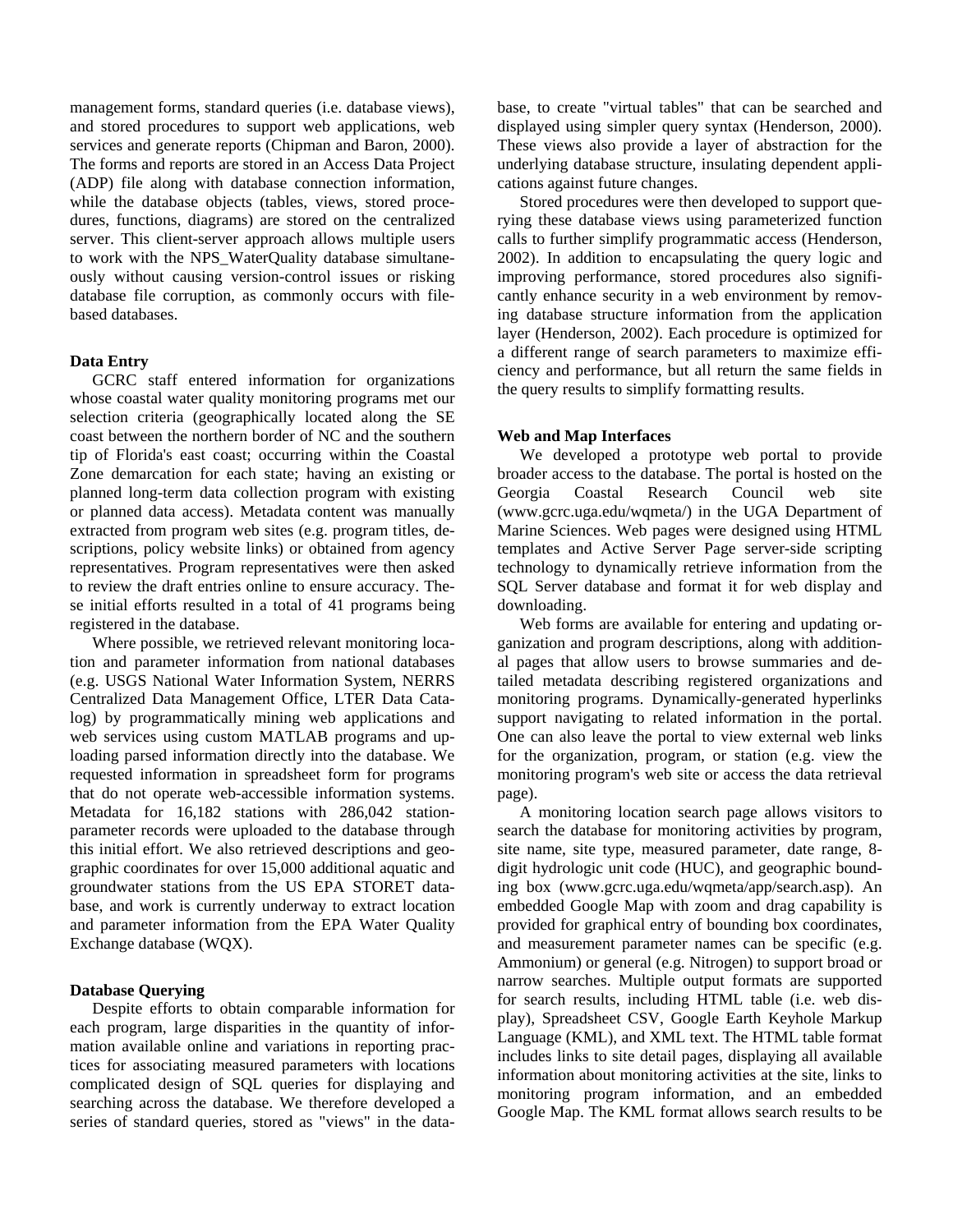management forms, standard queries (i.e. database views), and stored procedures to support web applications, web services and generate reports (Chipman and Baron, 2000). The forms and reports are stored in an Access Data Project (ADP) file along with database connection information, while the database objects (tables, views, stored procedures, functions, diagrams) are stored on the centralized server. This client-server approach allows multiple users to work with the NPS_WaterQuality database simultaneously without causing version-control issues or risking database file corruption, as commonly occurs with file-based databases.

### Data Entry

GCRC staff entered information for organizations whose coastal water quality monitoring programs met our selection criteria (geographically located along the SE coast between the northern border of NC and the southern tip of Florida's east coast; occurring within the Coastal Zone demarcation for each state; having an existing or planned long-term data collection program with existing or planned data access). Metadata content was manually extracted from program web sites (e.g. program titles, descriptions, policy website links) or obtained from agency representatives. Program representatives were then asked to review the draft entries online to ensure accuracy. These initial efforts resulted in a total of 41 programs being registered in the database.

Where possible, we retrieved relevant monitoring location and parameter information from national databases (e.g. USGS National Water Information System, NERRS Centralized Data Management Office, LTER Data Catalog) by programmatically mining web applications and web services using custom MATLAB programs and uploading parsed information directly into the database. We requested information in spreadsheet form for programs that do not operate web-accessible information systems. Metadata for 16,182 stations with 286,042 station-parameter records were uploaded to the database through this initial effort. We also retrieved descriptions and geographic coordinates for over 15,000 additional aquatic and groundwater stations from the US EPA STORET database, and work is currently underway to extract location and parameter information from the EPA Water Quality Exchange database (WQX).

### Database Querying

Despite efforts to obtain comparable information for each program, large disparities in the quantity of information available online and variations in reporting practices for associating measured parameters with locations complicated design of SQL queries for displaying and searching across the database. We therefore developed a series of standard queries, stored as "views" in the database, to create "virtual tables" that can be searched and displayed using simpler query syntax (Henderson, 2000). These views also provide a layer of abstraction for the underlying database structure, insulating dependent applications against future changes.

Stored procedures were then developed to support querying these database views using parameterized function calls to further simplify programmatic access (Henderson, 2002). In addition to encapsulating the query logic and improving performance, stored procedures also significantly enhance security in a web environment by removing database structure information from the application layer (Henderson, 2002). Each procedure is optimized for a different range of search parameters to maximize efficiency and performance, but all return the same fields in the query results to simplify formatting results.

### Web and Map Interfaces

We developed a prototype web portal to provide broader access to the database. The portal is hosted on the Georgia Coastal Research Council web site (www.gcrc.uga.edu/wqmeta/) in the UGA Department of Marine Sciences. Web pages were designed using HTML templates and Active Server Page server-side scripting technology to dynamically retrieve information from the SQL Server database and format it for web display and downloading.

Web forms are available for entering and updating organization and program descriptions, along with additional pages that allow users to browse summaries and detailed metadata describing registered organizations and monitoring programs. Dynamically-generated hyperlinks support navigating to related information in the portal. One can also leave the portal to view external web links for the organization, program, or station (e.g. view the monitoring program's web site or access the data retrieval page).

A monitoring location search page allows visitors to search the database for monitoring activities by program, site name, site type, measured parameter, date range, 8-digit hydrologic unit code (HUC), and geographic bounding box (www.gcrc.uga.edu/wqmeta/app/search.asp). An embedded Google Map with zoom and drag capability is provided for graphical entry of bounding box coordinates, and measurement parameter names can be specific (e.g. Ammonium) or general (e.g. Nitrogen) to support broad or narrow searches. Multiple output formats are supported for search results, including HTML table (i.e. web display), Spreadsheet CSV, Google Earth Keyhole Markup Language (KML), and XML text. The HTML table format includes links to site detail pages, displaying all available information about monitoring activities at the site, links to monitoring program information, and an embedded Google Map. The KML format allows search results to be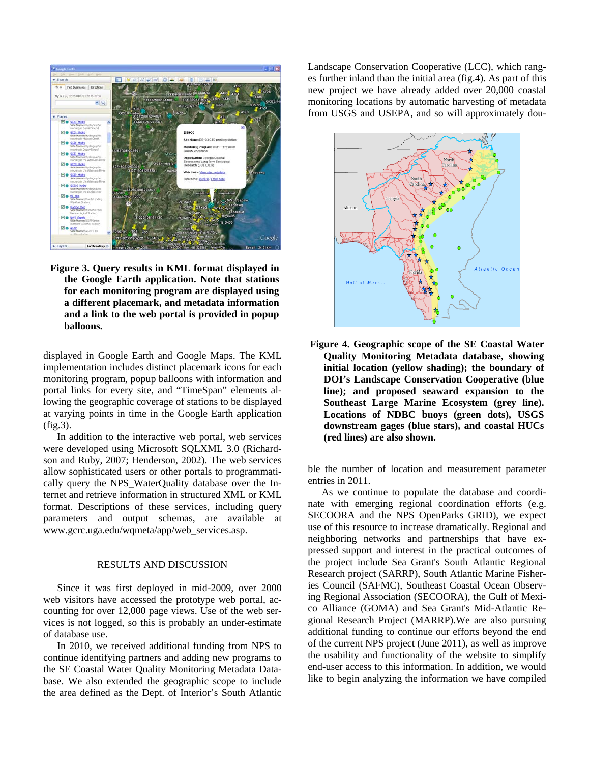**Figure 3. Query results in KML format displayed in the Google Earth application. Note that stations for each monitoring program are displayed using a different placemark, and metadata information and a link to the web portal is provided in popup balloons.**

displayed in Google Earth and Google Maps. The KML implementation includes distinct placemark icons for each monitoring program, popup balloons with information and portal links for every site, and "TimeSpan" elements allowing the geographic coverage of stations to be displayed at varying points in time in the Google Earth application (fig.3).

In addition to the interactive web portal, web services were developed using Microsoft SQLXML 3.0 (Richardson and Ruby, 2007; Henderson, 2002). The web services allow sophisticated users or other portals to programmatically query the NPS_WaterQuality database over the Internet and retrieve information in structured XML or KML format. Descriptions of these services, including query parameters and output schemas, are available at www.gcrc.uga.edu/wqmeta/app/web_services.asp.

## RESULTS AND DISCUSSION

Since it was first deployed in mid-2009, over 2000 web visitors have accessed the prototype web portal, accounting for over 12,000 page views. Use of the web services is not logged, so this is probably an under-estimate of database use.

In 2010, we received additional funding from NPS to continue identifying partners and adding new programs to the SE Coastal Water Quality Monitoring Metadata Database. We also extended the geographic scope to include the area defined as the Dept. of Interior's South Atlantic Landscape Conservation Cooperative (LCC), which ranges further inland than the initial area (fig.4). As part of this new project we have already added over 20,000 coastal monitoring locations by automatic harvesting of metadata from USGS and USEPA, and so will approximately double the number of location and measurement parameter entries in 2011.

**Figure 4. Geographic scope of the SE Coastal Water Quality Monitoring Metadata database, showing initial location (yellow shading); the boundary of DOI's Landscape Conservation Cooperative (blue line); and proposed seaward expansion to the Southeast Large Marine Ecosystem (grey line). Locations of NDBC buoys (green dots), USGS downstream gages (blue stars), and coastal HUCs (red lines) are also shown.**

As we continue to populate the database and coordinate with emerging regional coordination efforts (e.g. SECOORA and the NPS OpenParks GRID), we expect use of this resource to increase dramatically. Regional and neighboring networks and partnerships that have expressed support and interest in the practical outcomes of the project include Sea Grant's South Atlantic Regional Research project (SARRP), South Atlantic Marine Fisheries Council (SAFMC), Southeast Coastal Ocean Observing Regional Association (SECOORA), the Gulf of Mexico Alliance (GOMA) and Sea Grant's Mid-Atlantic Regional Research Project (MARRP).We are also pursuing additional funding to continue our efforts beyond the end of the current NPS project (June 2011), as well as improve the usability and functionality of the website to simplify end-user access to this information. In addition, we would like to begin analyzing the information we have compiled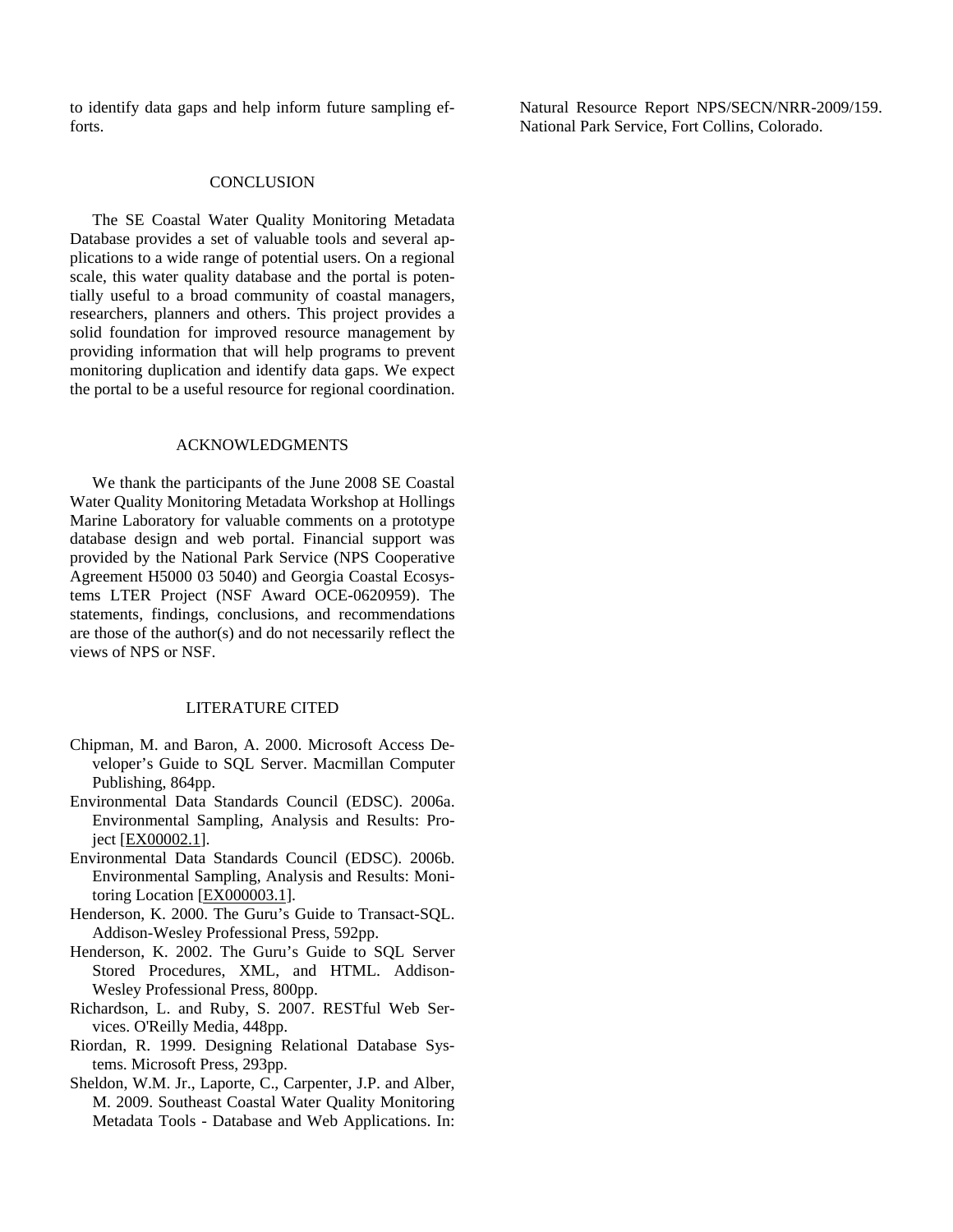to identify data gaps and help inform future sampling efforts.

## CONCLUSION

The SE Coastal Water Quality Monitoring Metadata Database provides a set of valuable tools and several applications to a wide range of potential users. On a regional scale, this water quality database and the portal is potentially useful to a broad community of coastal managers, researchers, planners and others. This project provides a solid foundation for improved resource management by providing information that will help programs to prevent monitoring duplication and identify data gaps. We expect the portal to be a useful resource for regional coordination.

## ACKNOWLEDGMENTS

We thank the participants of the June 2008 SE Coastal Water Quality Monitoring Metadata Workshop at Hollings Marine Laboratory for valuable comments on a prototype database design and web portal. Financial support was provided by the National Park Service (NPS Cooperative Agreement H5000 03 5040) and Georgia Coastal Ecosystems LTER Project (NSF Award OCE-0620959). The statements, findings, conclusions, and recommendations are those of the author(s) and do not necessarily reflect the views of NPS or NSF.

## LITERATURE CITED

Chipman, M. and Baron, A. 2000. Microsoft Access Developer's Guide to SQL Server. Macmillan Computer Publishing, 864pp.

Environmental Data Standards Council (EDSC). 2006a. Environmental Sampling, Analysis and Results: Project [EX00002.1].

Environmental Data Standards Council (EDSC). 2006b. Environmental Sampling, Analysis and Results: Monitoring Location [EX000003.1].

Henderson, K. 2000. The Guru's Guide to Transact-SQL. Addison-Wesley Professional Press, 592pp.

Henderson, K. 2002. The Guru's Guide to SQL Server Stored Procedures, XML, and HTML. Addison-Wesley Professional Press, 800pp.

Richardson, L. and Ruby, S. 2007. RESTful Web Services. O'Reilly Media, 448pp.

Riordan, R. 1999. Designing Relational Database Systems. Microsoft Press, 293pp.

Sheldon, W.M. Jr., Laporte, C., Carpenter, J.P. and Alber, M. 2009. Southeast Coastal Water Quality Monitoring Metadata Tools - Database and Web Applications. In: Natural Resource Report NPS/SECN/NRR-2009/159. National Park Service, Fort Collins, Colorado.